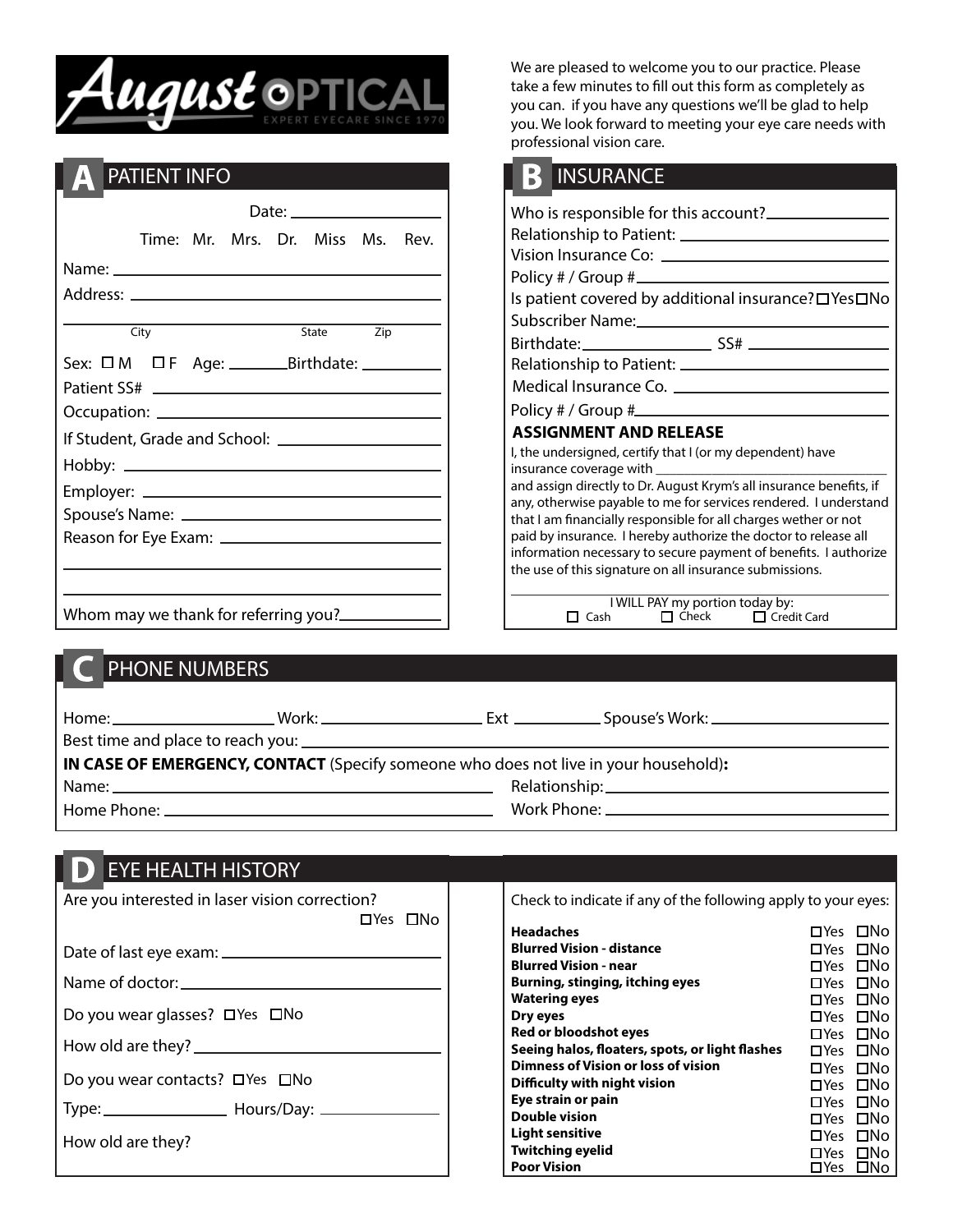# August OPTICAL

EXPERT EYECARE SINCE 1970

We are pleased to welcome you to our practice. Please take a few minutes to fill out this form as completely as you can. if you have any questions we'll be glad to help you. We look forward to meeting your eye care needs with professional vision care.

## A PATIENT INFO

Date: ____________

Time: Mr. Mrs. Dr. Miss Ms. Rev.

Name: ____________

Address: ____________

____________
City State Zip

Sex: ☐ M ☐ F Age: ________ Birthdate: ____________

Patient SS# ____________

Occupation: ____________

If Student, Grade and School: ____________

Hobby: ____________

Employer: ____________

Spouse's Name: ____________

Reason for Eye Exam: ____________

____________

____________

Whom may we thank for referring you? ____________

## B INSURANCE

Who is responsible for this account? ____________

Relationship to Patient: ____________

Vision Insurance Co: ____________

Policy # / Group # ____________

Is patient covered by additional insurance? ☐Yes ☐No

Subscriber Name: ____________

Birthdate: ____________ SS# ____________

Relationship to Patient: ____________

Medical Insurance Co. ____________

Policy # / Group # ____________

**ASSIGNMENT AND RELEASE**

I, the undersigned, certify that I (or my dependent) have insurance coverage with ____________ and assign directly to Dr. August Krym's all insurance benefits, if any, otherwise payable to me for services rendered. I understand that I am financially responsible for all charges wether or not paid by insurance. I hereby authorize the doctor to release all information necessary to secure payment of benefits. I authorize the use of this signature on all insurance submissions.

____________

I WILL PAY my portion today by:
☐ Cash ☐ Check ☐ Credit Card

## C PHONE NUMBERS

Home: ____________ Work: ____________ Ext ____________ Spouse's Work: ____________

Best time and place to reach you: ____________

**IN CASE OF EMERGENCY, CONTACT** (Specify someone who does not live in your household)**:**

Name: ____________ Relationship: ____________

Home Phone: ____________ Work Phone: ____________

## D EYE HEALTH HISTORY

Are you interested in laser vision correction? ☐Yes ☐No

Date of last eye exam: ____________

Name of doctor: ____________

Do you wear glasses? ☐Yes ☐No

How old are they? ____________

Do you wear contacts? ☐Yes ☐No

Type: ____________ Hours/Day: ____________

How old are they?

Check to indicate if any of the following apply to your eyes:

| | | |
|---|---|---|
| **Headaches** | ☐Yes | ☐No |
| **Blurred Vision - distance** | ☐Yes | ☐No |
| **Blurred Vision - near** | ☐Yes | ☐No |
| **Burning, stinging, itching eyes** | ☐Yes | ☐No |
| **Watering eyes** | ☐Yes | ☐No |
| **Dry eyes** | ☐Yes | ☐No |
| **Red or bloodshot eyes** | ☐Yes | ☐No |
| **Seeing halos, floaters, spots, or light flashes** | ☐Yes | ☐No |
| **Dimness of Vision or loss of vision** | ☐Yes | ☐No |
| **Difficulty with night vision** | ☐Yes | ☐No |
| **Eye strain or pain** | ☐Yes | ☐No |
| **Double vision** | ☐Yes | ☐No |
| **Light sensitive** | ☐Yes | ☐No |
| **Twitching eyelid** | ☐Yes | ☐No |
| **Poor Vision** | ☐Yes | ☐No |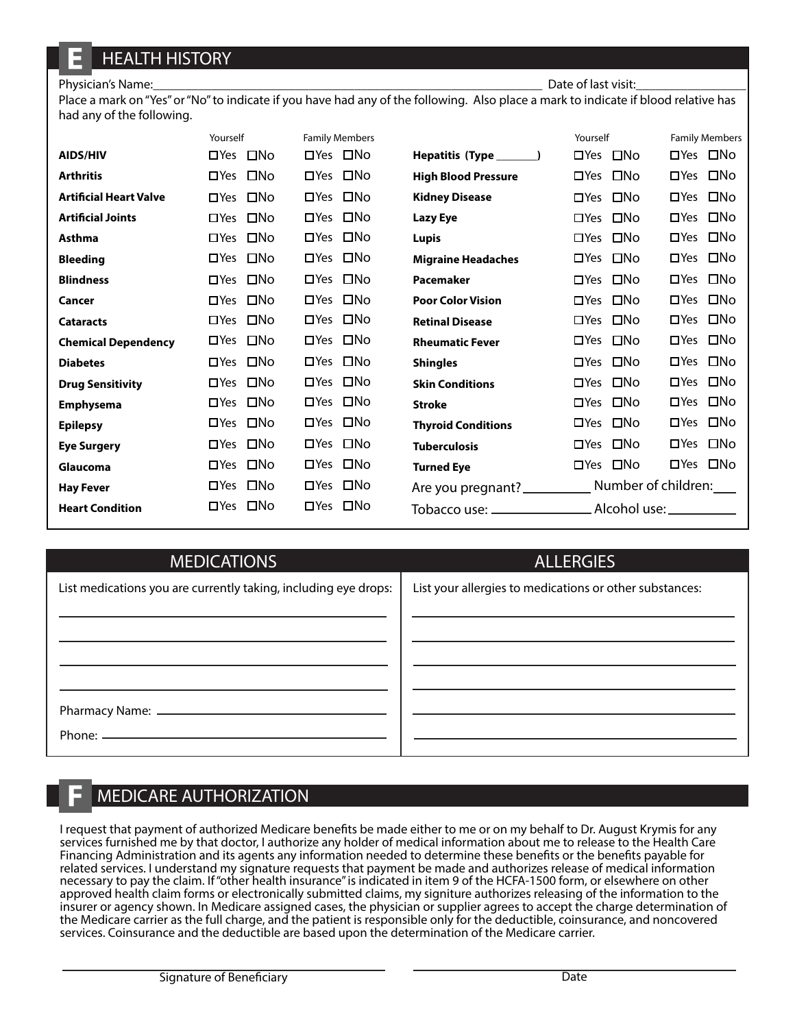## E HEALTH HISTORY

Physician's Name:_______________________________________________ Date of last visit:_______________

Place a mark on "Yes" or "No" to indicate if you have had any of the following. Also place a mark to indicate if blood relative has had any of the following.

| | Yourself | Family Members | | Yourself | Family Members |
|---|---|---|---|---|---|
| **AIDS/HIV** | ☐Yes ☐No | ☐Yes ☐No | **Hepatitis (Type _______)** | ☐Yes ☐No | ☐Yes ☐No |
| **Arthritis** | ☐Yes ☐No | ☐Yes ☐No | **High Blood Pressure** | ☐Yes ☐No | ☐Yes ☐No |
| **Artificial Heart Valve** | ☐Yes ☐No | ☐Yes ☐No | **Kidney Disease** | ☐Yes ☐No | ☐Yes ☐No |
| **Artificial Joints** | ☐Yes ☐No | ☐Yes ☐No | **Lazy Eye** | ☐Yes ☐No | ☐Yes ☐No |
| **Asthma** | ☐Yes ☐No | ☐Yes ☐No | **Lupis** | ☐Yes ☐No | ☐Yes ☐No |
| **Bleeding** | ☐Yes ☐No | ☐Yes ☐No | **Migraine Headaches** | ☐Yes ☐No | ☐Yes ☐No |
| **Blindness** | ☐Yes ☐No | ☐Yes ☐No | **Pacemaker** | ☐Yes ☐No | ☐Yes ☐No |
| **Cancer** | ☐Yes ☐No | ☐Yes ☐No | **Poor Color Vision** | ☐Yes ☐No | ☐Yes ☐No |
| **Cataracts** | ☐Yes ☐No | ☐Yes ☐No | **Retinal Disease** | ☐Yes ☐No | ☐Yes ☐No |
| **Chemical Dependency** | ☐Yes ☐No | ☐Yes ☐No | **Rheumatic Fever** | ☐Yes ☐No | ☐Yes ☐No |
| **Diabetes** | ☐Yes ☐No | ☐Yes ☐No | **Shingles** | ☐Yes ☐No | ☐Yes ☐No |
| **Drug Sensitivity** | ☐Yes ☐No | ☐Yes ☐No | **Skin Conditions** | ☐Yes ☐No | ☐Yes ☐No |
| **Emphysema** | ☐Yes ☐No | ☐Yes ☐No | **Stroke** | ☐Yes ☐No | ☐Yes ☐No |
| **Epilepsy** | ☐Yes ☐No | ☐Yes ☐No | **Thyroid Conditions** | ☐Yes ☐No | ☐Yes ☐No |
| **Eye Surgery** | ☐Yes ☐No | ☐Yes ☐No | **Tuberculosis** | ☐Yes ☐No | ☐Yes ☐No |
| **Glaucoma** | ☐Yes ☐No | ☐Yes ☐No | **Turned Eye** | ☐Yes ☐No | ☐Yes ☐No |
| **Hay Fever** | ☐Yes ☐No | ☐Yes ☐No | Are you pregnant? __________ | Number of children: ___ | |
| **Heart Condition** | ☐Yes ☐No | ☐Yes ☐No | Tobacco use: ______________ | Alcohol use: __________ | |

## MEDICATIONS

List medications you are currently taking, including eye drops:

______________________________________________

______________________________________________

______________________________________________

______________________________________________

Pharmacy Name: ________________________________

Phone: _______________________________________

## ALLERGIES

List your allergies to medications or other substances:

______________________________________________

______________________________________________

______________________________________________

______________________________________________

______________________________________________

______________________________________________

## F MEDICARE AUTHORIZATION

I request that payment of authorized Medicare benefits be made either to me or on my behalf to Dr. August Krymis for any services furnished me by that doctor, I authorize any holder of medical information about me to release to the Health Care Financing Administration and its agents any information needed to determine these benefits or the benefits payable for related services. I understand my signature requests that payment be made and authorizes release of medical information necessary to pay the claim. If "other health insurance" is indicated in item 9 of the HCFA-1500 form, or elsewhere on other approved health claim forms or electronically submitted claims, my signiture authorizes releasing of the information to the insurer or agency shown. In Medicare assigned cases, the physician or supplier agrees to accept the charge determination of the Medicare carrier as the full charge, and the patient is responsible only for the deductible, coinsurance, and noncovered services. Coinsurance and the deductible are based upon the determination of the Medicare carrier.

______________________________________ ______________________________________

Signature of Beneficiary Date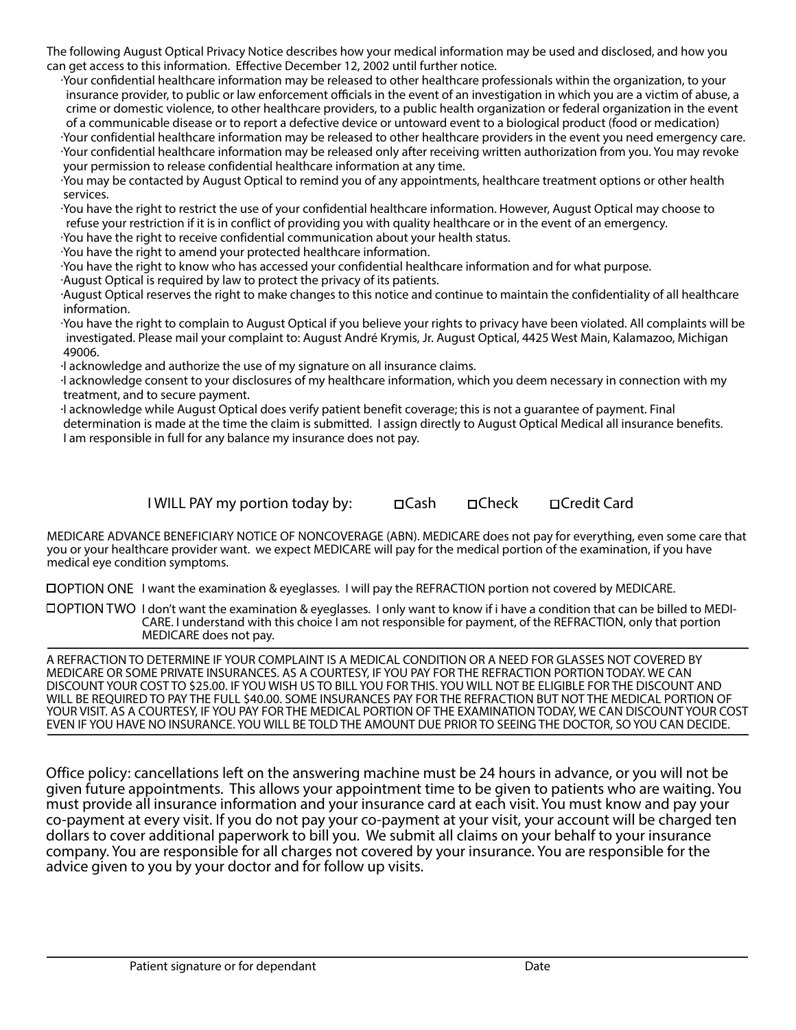The following August Optical Privacy Notice describes how your medical information may be used and disclosed, and how you can get access to this information. Effective December 12, 2002 until further notice.

- Your confidential healthcare information may be released to other healthcare professionals within the organization, to your insurance provider, to public or law enforcement officials in the event of an investigation in which you are a victim of abuse, a crime or domestic violence, to other healthcare providers, to a public health organization or federal organization in the event of a communicable disease or to report a defective device or untoward event to a biological product (food or medication)
- Your confidential healthcare information may be released to other healthcare providers in the event you need emergency care.
- Your confidential healthcare information may be released only after receiving written authorization from you. You may revoke your permission to release confidential healthcare information at any time.
- You may be contacted by August Optical to remind you of any appointments, healthcare treatment options or other health services.
- You have the right to restrict the use of your confidential healthcare information. However, August Optical may choose to refuse your restriction if it is in conflict of providing you with quality healthcare or in the event of an emergency.
- You have the right to receive confidential communication about your health status.
- You have the right to amend your protected healthcare information.
- You have the right to know who has accessed your confidential healthcare information and for what purpose.
- August Optical is required by law to protect the privacy of its patients.
- August Optical reserves the right to make changes to this notice and continue to maintain the confidentiality of all healthcare information.
- You have the right to complain to August Optical if you believe your rights to privacy have been violated. All complaints will be investigated. Please mail your complaint to: August André Krymis, Jr. August Optical, 4425 West Main, Kalamazoo, Michigan 49006.
- I acknowledge and authorize the use of my signature on all insurance claims.
- I acknowledge consent to your disclosures of my healthcare information, which you deem necessary in connection with my treatment, and to secure payment.
- I acknowledge while August Optical does verify patient benefit coverage; this is not a guarantee of payment. Final determination is made at the time the claim is submitted. I assign directly to August Optical Medical all insurance benefits. I am responsible in full for any balance my insurance does not pay.

I WILL PAY my portion today by: ☐Cash ☐Check ☐Credit Card

MEDICARE ADVANCE BENEFICIARY NOTICE OF NONCOVERAGE (ABN). MEDICARE does not pay for everything, even some care that you or your healthcare provider want. we expect MEDICARE will pay for the medical portion of the examination, if you have medical eye condition symptoms.

☐OPTION ONE I want the examination & eyeglasses. I will pay the REFRACTION portion not covered by MEDICARE.

☐OPTION TWO I don't want the examination & eyeglasses. I only want to know if i have a condition that can be billed to MEDICARE. I understand with this choice I am not responsible for payment, of the REFRACTION, only that portion MEDICARE does not pay.

---

A REFRACTION TO DETERMINE IF YOUR COMPLAINT IS A MEDICAL CONDITION OR A NEED FOR GLASSES NOT COVERED BY MEDICARE OR SOME PRIVATE INSURANCES. AS A COURTESY, IF YOU PAY FOR THE REFRACTION PORTION TODAY. WE CAN DISCOUNT YOUR COST TO $25.00. IF YOU WISH US TO BILL YOU FOR THIS. YOU WILL NOT BE ELIGIBLE FOR THE DISCOUNT AND WILL BE REQUIRED TO PAY THE FULL $40.00. SOME INSURANCES PAY FOR THE REFRACTION BUT NOT THE MEDICAL PORTION OF YOUR VISIT. AS A COURTESY, IF YOU PAY FOR THE MEDICAL PORTION OF THE EXAMINATION TODAY, WE CAN DISCOUNT YOUR COST EVEN IF YOU HAVE NO INSURANCE. YOU WILL BE TOLD THE AMOUNT DUE PRIOR TO SEEING THE DOCTOR, SO YOU CAN DECIDE.

---

Office policy: cancellations left on the answering machine must be 24 hours in advance, or you will not be given future appointments. This allows your appointment time to be given to patients who are waiting. You must provide all insurance information and your insurance card at each visit. You must know and pay your co-payment at every visit. If you do not pay your co-payment at your visit, your account will be charged ten dollars to cover additional paperwork to bill you. We submit all claims on your behalf to your insurance company. You are responsible for all charges not covered by your insurance. You are responsible for the advice given to you by your doctor and for follow up visits.

\_\_\_\_\_\_\_\_\_\_\_\_\_\_\_\_\_\_\_\_\_\_\_\_\_\_\_\_\_\_\_\_\_\_\_\_\_\_\_\_\_\_\_\_\_\_\_\_\_\_\_\_\_\_\_\_\_\_\_\_

Patient signature or for dependant                                        Date